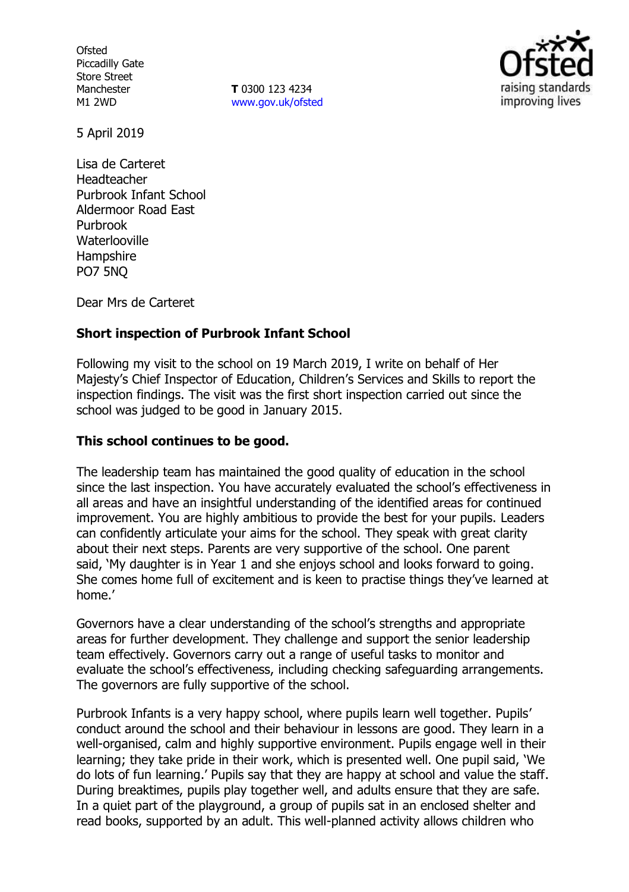Ofsted
Piccadilly Gate
Store Street
Manchester
M1 2WD

**T** 0300 123 4234
www.gov.uk/ofsted

5 April 2019

Lisa de Carteret
Headteacher
Purbrook Infant School
Aldermoor Road East
Purbrook
Waterlooville
Hampshire
PO7 5NQ

Dear Mrs de Carteret

**Short inspection of Purbrook Infant School**

Following my visit to the school on 19 March 2019, I write on behalf of Her Majesty's Chief Inspector of Education, Children's Services and Skills to report the inspection findings. The visit was the first short inspection carried out since the school was judged to be good in January 2015.

**This school continues to be good.**

The leadership team has maintained the good quality of education in the school since the last inspection. You have accurately evaluated the school's effectiveness in all areas and have an insightful understanding of the identified areas for continued improvement. You are highly ambitious to provide the best for your pupils. Leaders can confidently articulate your aims for the school. They speak with great clarity about their next steps. Parents are very supportive of the school. One parent said, 'My daughter is in Year 1 and she enjoys school and looks forward to going. She comes home full of excitement and is keen to practise things they've learned at home.'

Governors have a clear understanding of the school's strengths and appropriate areas for further development. They challenge and support the senior leadership team effectively. Governors carry out a range of useful tasks to monitor and evaluate the school's effectiveness, including checking safeguarding arrangements. The governors are fully supportive of the school.

Purbrook Infants is a very happy school, where pupils learn well together. Pupils' conduct around the school and their behaviour in lessons are good. They learn in a well-organised, calm and highly supportive environment. Pupils engage well in their learning; they take pride in their work, which is presented well. One pupil said, 'We do lots of fun learning.' Pupils say that they are happy at school and value the staff. During breaktimes, pupils play together well, and adults ensure that they are safe. In a quiet part of the playground, a group of pupils sat in an enclosed shelter and read books, supported by an adult. This well-planned activity allows children who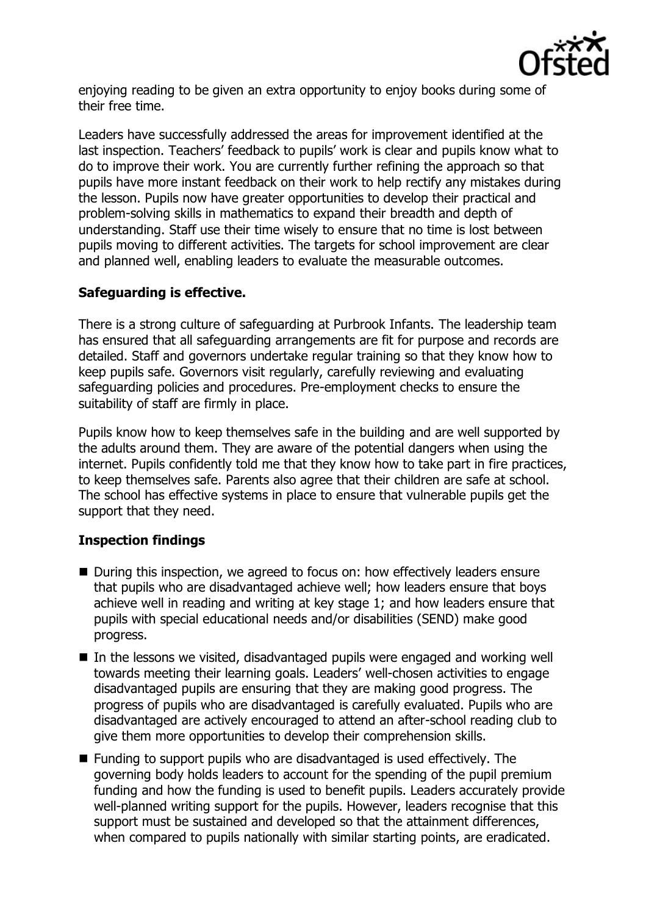enjoying reading to be given an extra opportunity to enjoy books during some of their free time.

Leaders have successfully addressed the areas for improvement identified at the last inspection. Teachers' feedback to pupils' work is clear and pupils know what to do to improve their work. You are currently further refining the approach so that pupils have more instant feedback on their work to help rectify any mistakes during the lesson. Pupils now have greater opportunities to develop their practical and problem-solving skills in mathematics to expand their breadth and depth of understanding. Staff use their time wisely to ensure that no time is lost between pupils moving to different activities. The targets for school improvement are clear and planned well, enabling leaders to evaluate the measurable outcomes.

## Safeguarding is effective.

There is a strong culture of safeguarding at Purbrook Infants. The leadership team has ensured that all safeguarding arrangements are fit for purpose and records are detailed. Staff and governors undertake regular training so that they know how to keep pupils safe. Governors visit regularly, carefully reviewing and evaluating safeguarding policies and procedures. Pre-employment checks to ensure the suitability of staff are firmly in place.

Pupils know how to keep themselves safe in the building and are well supported by the adults around them. They are aware of the potential dangers when using the internet. Pupils confidently told me that they know how to take part in fire practices, to keep themselves safe. Parents also agree that their children are safe at school. The school has effective systems in place to ensure that vulnerable pupils get the support that they need.

## Inspection findings

- During this inspection, we agreed to focus on: how effectively leaders ensure that pupils who are disadvantaged achieve well; how leaders ensure that boys achieve well in reading and writing at key stage 1; and how leaders ensure that pupils with special educational needs and/or disabilities (SEND) make good progress.
- In the lessons we visited, disadvantaged pupils were engaged and working well towards meeting their learning goals. Leaders' well-chosen activities to engage disadvantaged pupils are ensuring that they are making good progress. The progress of pupils who are disadvantaged is carefully evaluated. Pupils who are disadvantaged are actively encouraged to attend an after-school reading club to give them more opportunities to develop their comprehension skills.
- Funding to support pupils who are disadvantaged is used effectively. The governing body holds leaders to account for the spending of the pupil premium funding and how the funding is used to benefit pupils. Leaders accurately provide well-planned writing support for the pupils. However, leaders recognise that this support must be sustained and developed so that the attainment differences, when compared to pupils nationally with similar starting points, are eradicated.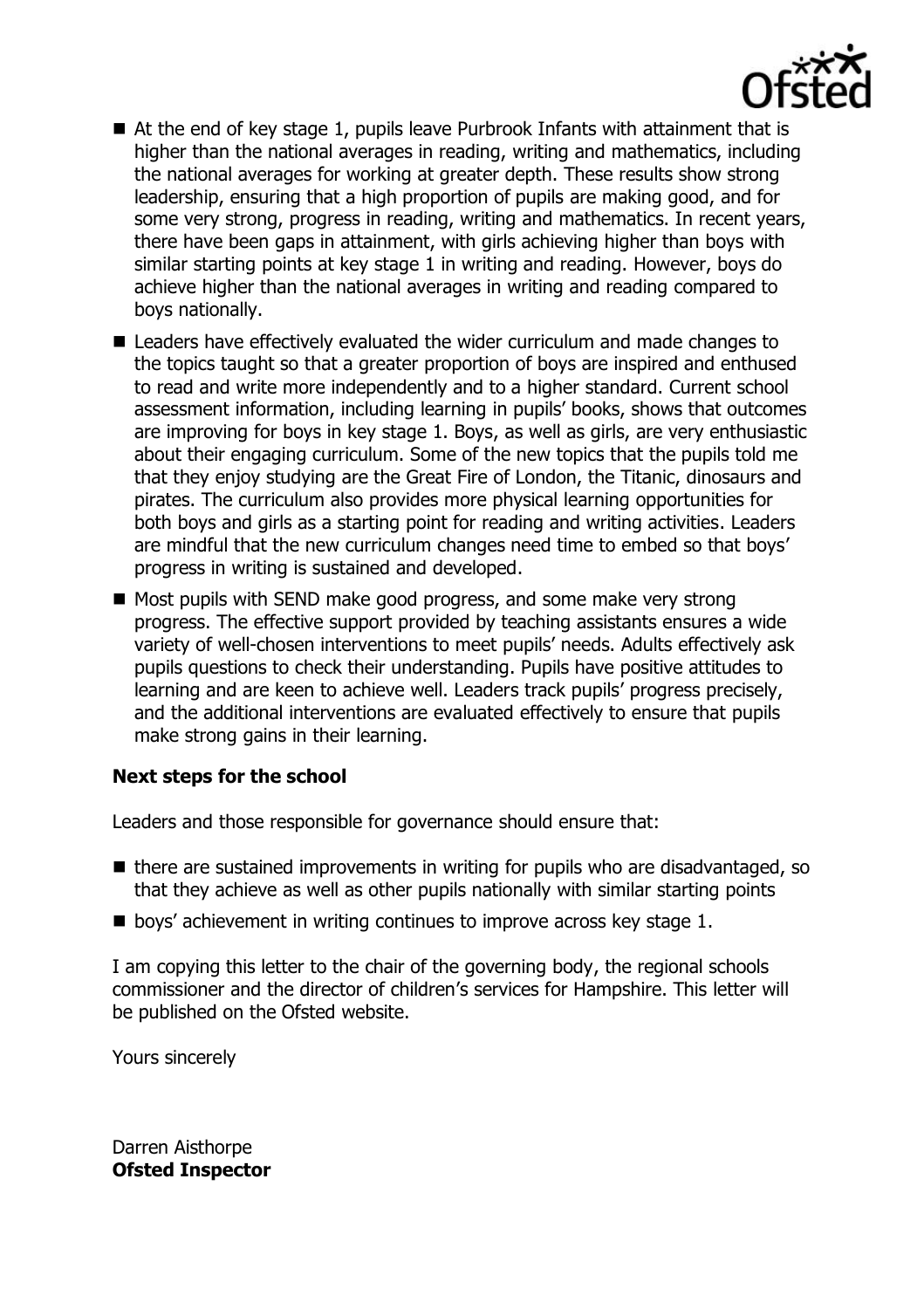- At the end of key stage 1, pupils leave Purbrook Infants with attainment that is higher than the national averages in reading, writing and mathematics, including the national averages for working at greater depth. These results show strong leadership, ensuring that a high proportion of pupils are making good, and for some very strong, progress in reading, writing and mathematics. In recent years, there have been gaps in attainment, with girls achieving higher than boys with similar starting points at key stage 1 in writing and reading. However, boys do achieve higher than the national averages in writing and reading compared to boys nationally.
- Leaders have effectively evaluated the wider curriculum and made changes to the topics taught so that a greater proportion of boys are inspired and enthused to read and write more independently and to a higher standard. Current school assessment information, including learning in pupils' books, shows that outcomes are improving for boys in key stage 1. Boys, as well as girls, are very enthusiastic about their engaging curriculum. Some of the new topics that the pupils told me that they enjoy studying are the Great Fire of London, the Titanic, dinosaurs and pirates. The curriculum also provides more physical learning opportunities for both boys and girls as a starting point for reading and writing activities. Leaders are mindful that the new curriculum changes need time to embed so that boys' progress in writing is sustained and developed.
- Most pupils with SEND make good progress, and some make very strong progress. The effective support provided by teaching assistants ensures a wide variety of well-chosen interventions to meet pupils' needs. Adults effectively ask pupils questions to check their understanding. Pupils have positive attitudes to learning and are keen to achieve well. Leaders track pupils' progress precisely, and the additional interventions are evaluated effectively to ensure that pupils make strong gains in their learning.

**Next steps for the school**

Leaders and those responsible for governance should ensure that:

- there are sustained improvements in writing for pupils who are disadvantaged, so that they achieve as well as other pupils nationally with similar starting points
- boys' achievement in writing continues to improve across key stage 1.

I am copying this letter to the chair of the governing body, the regional schools commissioner and the director of children's services for Hampshire. This letter will be published on the Ofsted website.

Yours sincerely

Darren Aisthorpe
**Ofsted Inspector**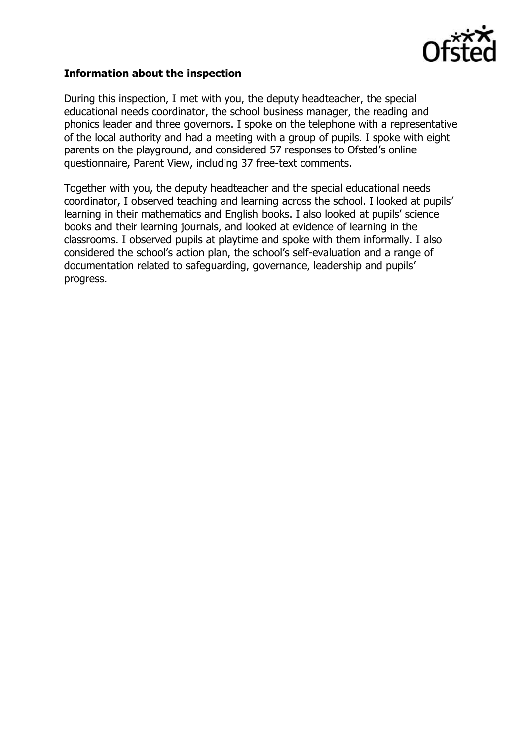**Information about the inspection**

During this inspection, I met with you, the deputy headteacher, the special educational needs coordinator, the school business manager, the reading and phonics leader and three governors. I spoke on the telephone with a representative of the local authority and had a meeting with a group of pupils. I spoke with eight parents on the playground, and considered 57 responses to Ofsted's online questionnaire, Parent View, including 37 free-text comments.

Together with you, the deputy headteacher and the special educational needs coordinator, I observed teaching and learning across the school. I looked at pupils' learning in their mathematics and English books. I also looked at pupils' science books and their learning journals, and looked at evidence of learning in the classrooms. I observed pupils at playtime and spoke with them informally. I also considered the school's action plan, the school's self-evaluation and a range of documentation related to safeguarding, governance, leadership and pupils' progress.